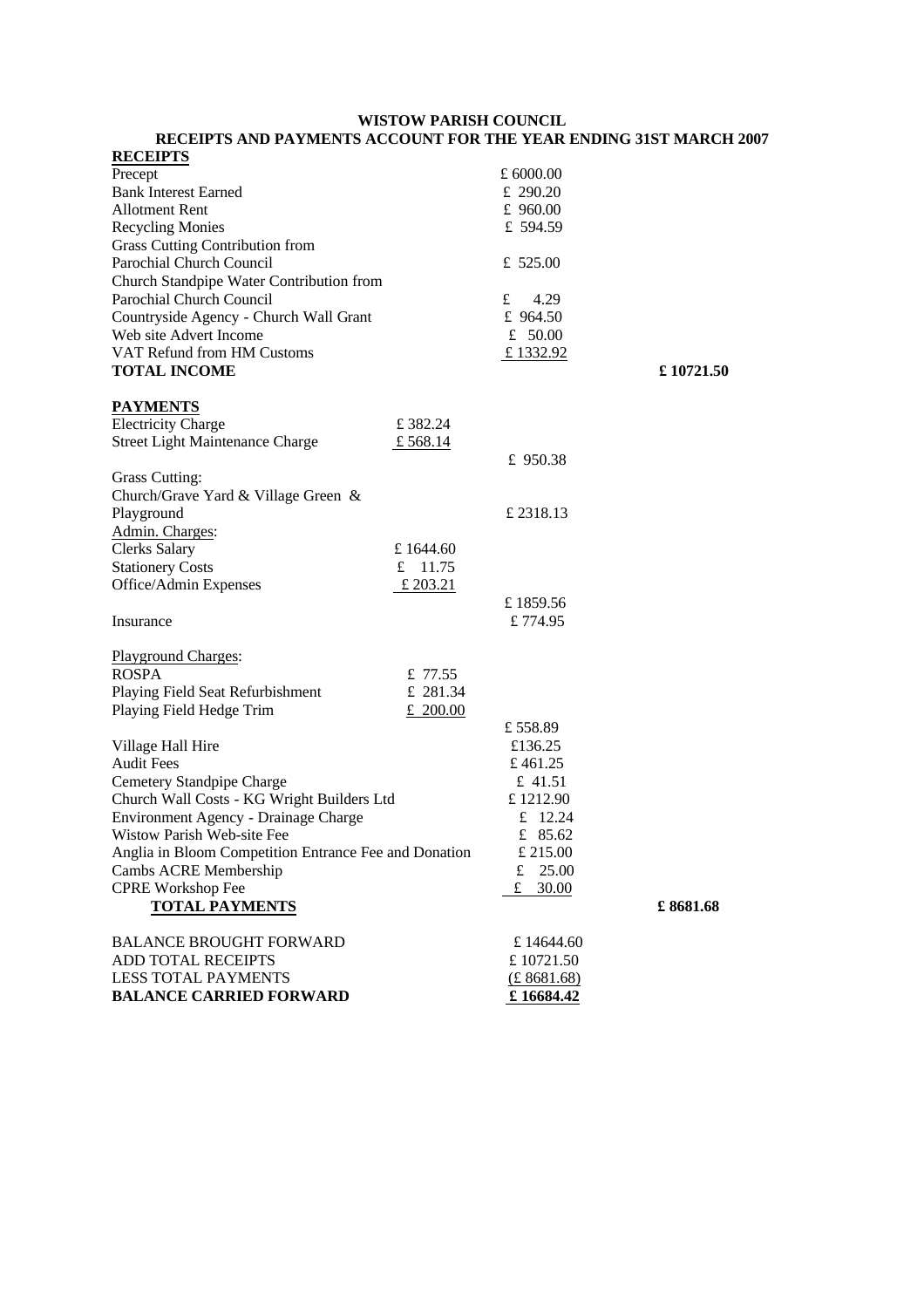**WISTOW PARISH COUNCIL**

**RECEIPTS AND PAYMENTS ACCOUNT FOR THE YEAR ENDING 31ST MARCH 2007**

**RECEIPTS**

| | | | |
|---|---|---|---|
| Precept | | £ 6000.00 | |
| Bank Interest Earned | | £ 290.20 | |
| Allotment Rent | | £ 960.00 | |
| Recycling Monies | | £ 594.59 | |
| Grass Cutting Contribution from Parochial Church Council | | £ 525.00 | |
| Church Standpipe Water Contribution from Parochial Church Council | | £ 4.29 | |
| Countryside Agency - Church Wall Grant | | £ 964.50 | |
| Web site Advert Income | | £ 50.00 | |
| VAT Refund from HM Customs | | £ 1332.92 | |
| **TOTAL INCOME** | | | **£ 10721.50** |

**PAYMENTS**

| | | | |
|---|---|---|---|
| Electricity Charge | £ 382.24 | | |
| Street Light Maintenance Charge | £ 568.14 | | |
| | | £ 950.38 | |
| Grass Cutting: Church/Grave Yard & Village Green & Playground | | £ 2318.13 | |
| Admin. Charges: | | | |
| Clerks Salary | £ 1644.60 | | |
| Stationery Costs | £ 11.75 | | |
| Office/Admin Expenses | £ 203.21 | | |
| | | £ 1859.56 | |
| Insurance | | £ 774.95 | |
| Playground Charges: | | | |
| ROSPA | £ 77.55 | | |
| Playing Field Seat Refurbishment | £ 281.34 | | |
| Playing Field Hedge Trim | £ 200.00 | | |
| | | £ 558.89 | |
| Village Hall Hire | | £136.25 | |
| Audit Fees | | £ 461.25 | |
| Cemetery Standpipe Charge | | £ 41.51 | |
| Church Wall Costs - KG Wright Builders Ltd | | £ 1212.90 | |
| Environment Agency - Drainage Charge | | £ 12.24 | |
| Wistow Parish Web-site Fee | | £ 85.62 | |
| Anglia in Bloom Competition Entrance Fee and Donation | | £ 215.00 | |
| Cambs ACRE Membership | | £ 25.00 | |
| CPRE Workshop Fee | | £ 30.00 | |
| **TOTAL PAYMENTS** | | | **£ 8681.68** |

| | |
|---|---|
| BALANCE BROUGHT FORWARD | £ 14644.60 |
| ADD TOTAL RECEIPTS | £ 10721.50 |
| LESS TOTAL PAYMENTS | (£ 8681.68) |
| **BALANCE CARRIED FORWARD** | **£ 16684.42** |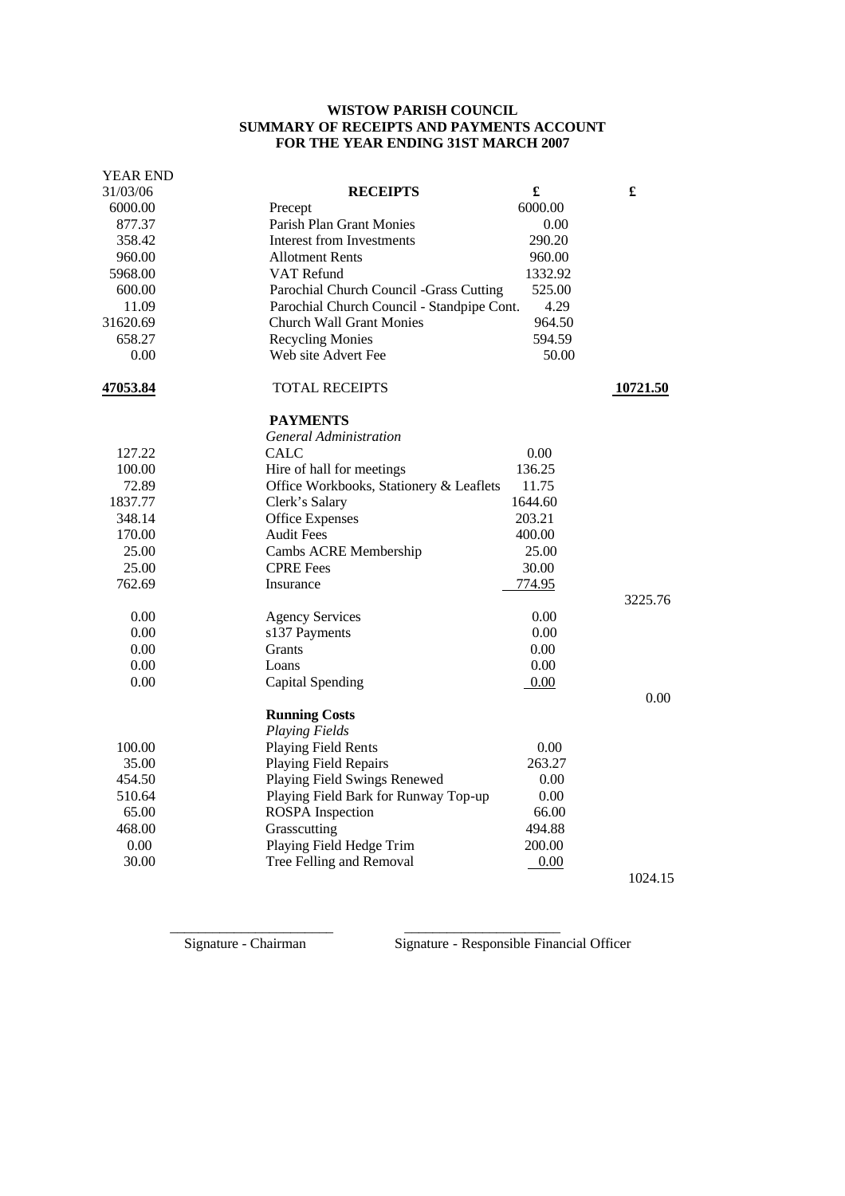**WISTOW PARISH COUNCIL**
**SUMMARY OF RECEIPTS AND PAYMENTS ACCOUNT**
**FOR THE YEAR ENDING 31ST MARCH 2007**

| YEAR END 31/03/06 | RECEIPTS | £ | £ |
|---|---|---|---|
| 6000.00 | Precept | 6000.00 | |
| 877.37 | Parish Plan Grant Monies | 0.00 | |
| 358.42 | Interest from Investments | 290.20 | |
| 960.00 | Allotment Rents | 960.00 | |
| 5968.00 | VAT Refund | 1332.92 | |
| 600.00 | Parochial Church Council -Grass Cutting | 525.00 | |
| 11.09 | Parochial Church Council - Standpipe Cont. | 4.29 | |
| 31620.69 | Church Wall Grant Monies | 964.50 | |
| 658.27 | Recycling Monies | 594.59 | |
| 0.00 | Web site Advert Fee | 50.00 | |
| **47053.84** | TOTAL RECEIPTS | | **10721.50** |
| | **PAYMENTS** | | |
| | *General Administration* | | |
| 127.22 | CALC | 0.00 | |
| 100.00 | Hire of hall for meetings | 136.25 | |
| 72.89 | Office Workbooks, Stationery & Leaflets | 11.75 | |
| 1837.77 | Clerk's Salary | 1644.60 | |
| 348.14 | Office Expenses | 203.21 | |
| 170.00 | Audit Fees | 400.00 | |
| 25.00 | Cambs ACRE Membership | 25.00 | |
| 25.00 | CPRE Fees | 30.00 | |
| 762.69 | Insurance | 774.95 | |
| | | | 3225.76 |
| 0.00 | Agency Services | 0.00 | |
| 0.00 | s137 Payments | 0.00 | |
| 0.00 | Grants | 0.00 | |
| 0.00 | Loans | 0.00 | |
| 0.00 | Capital Spending | 0.00 | |
| | | | 0.00 |
| | **Running Costs** | | |
| | *Playing Fields* | | |
| 100.00 | Playing Field Rents | 0.00 | |
| 35.00 | Playing Field Repairs | 263.27 | |
| 454.50 | Playing Field Swings Renewed | 0.00 | |
| 510.64 | Playing Field Bark for Runway Top-up | 0.00 | |
| 65.00 | ROSPA Inspection | 66.00 | |
| 468.00 | Grasscutting | 494.88 | |
| 0.00 | Playing Field Hedge Trim | 200.00 | |
| 30.00 | Tree Felling and Removal | 0.00 | |
| | | | 1024.15 |

______________________ Signature - Chairman

______________________ Signature - Responsible Financial Officer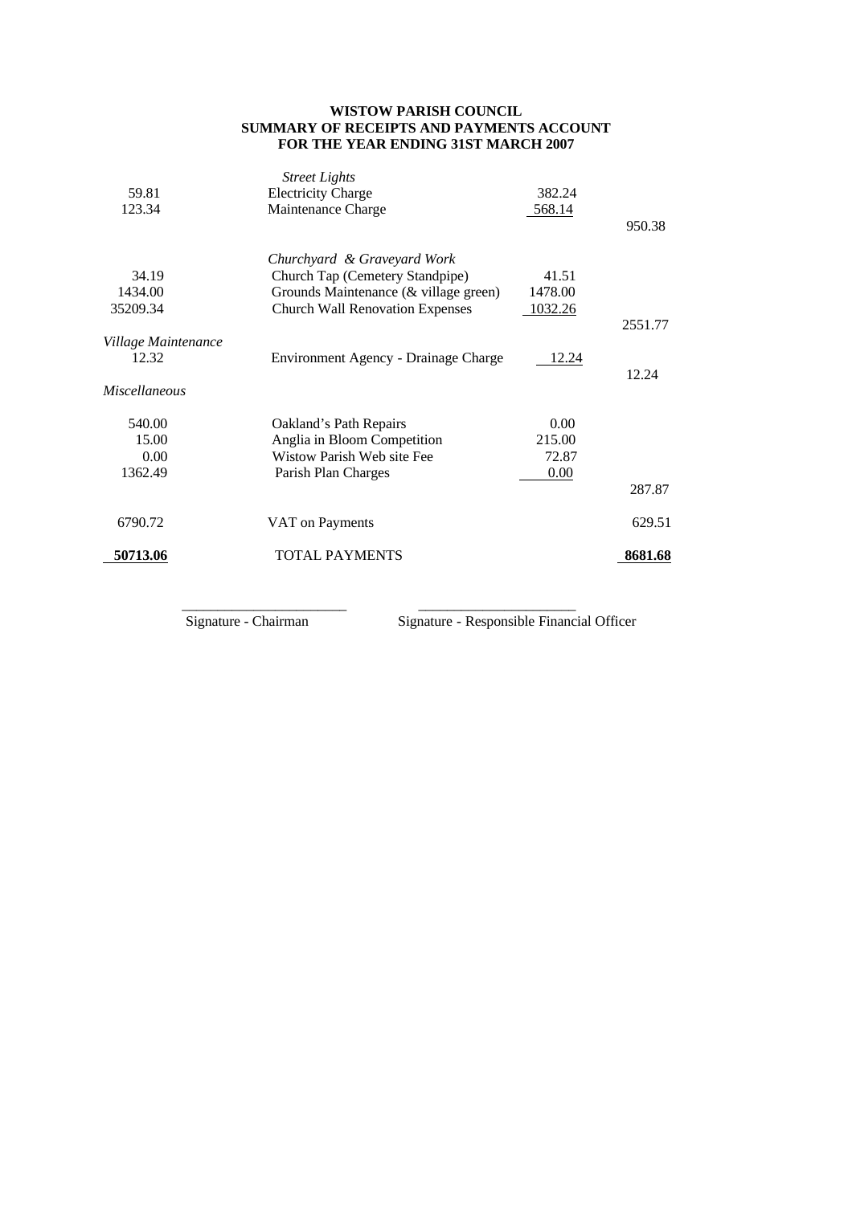**WISTOW PARISH COUNCIL**
**SUMMARY OF RECEIPTS AND PAYMENTS ACCOUNT**
**FOR THE YEAR ENDING 31ST MARCH 2007**

| | | | |
|---|---|---|---|
| | *Street Lights* | | |
| 59.81 | Electricity Charge | 382.24 | |
| 123.34 | Maintenance Charge | 568.14 | |
| | | | 950.38 |
| | *Churchyard & Graveyard Work* | | |
| 34.19 | Church Tap (Cemetery Standpipe) | 41.51 | |
| 1434.00 | Grounds Maintenance (& village green) | 1478.00 | |
| 35209.34 | Church Wall Renovation Expenses | 1032.26 | |
| | | | 2551.77 |
| *Village Maintenance* | | | |
| 12.32 | Environment Agency - Drainage Charge | 12.24 | |
| | | | 12.24 |
| *Miscellaneous* | | | |
| 540.00 | Oakland's Path Repairs | 0.00 | |
| 15.00 | Anglia in Bloom Competition | 215.00 | |
| 0.00 | Wistow Parish Web site Fee | 72.87 | |
| 1362.49 | Parish Plan Charges | 0.00 | |
| | | | 287.87 |
| 6790.72 | VAT on Payments | | 629.51 |
| **50713.06** | TOTAL PAYMENTS | | **8681.68** |

_______________________ Signature - Chairman

_______________________ Signature - Responsible Financial Officer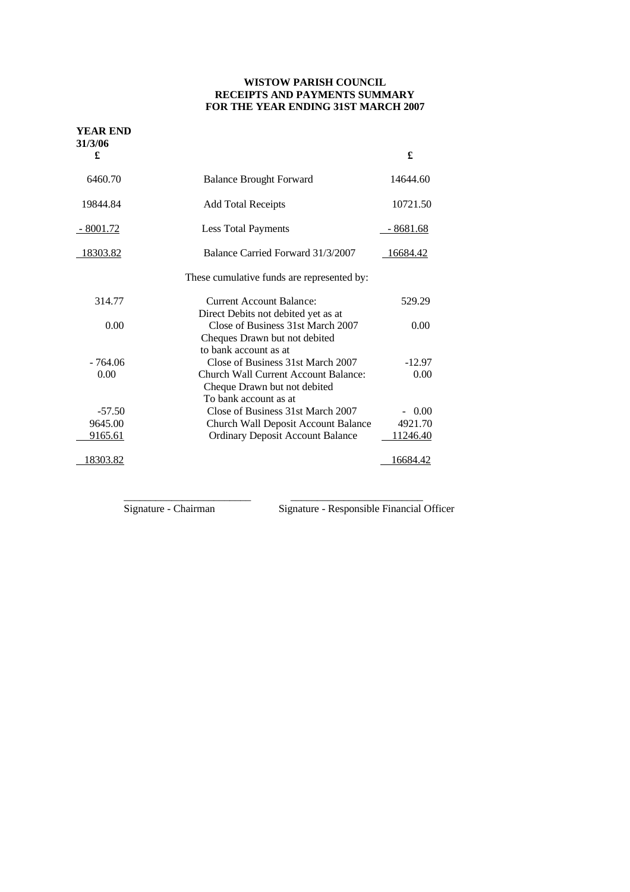**WISTOW PARISH COUNCIL**
**RECEIPTS AND PAYMENTS SUMMARY**
**FOR THE YEAR ENDING 31ST MARCH 2007**

| **YEAR END 31/3/06** £ | | £ |
|---|---|---|
| 6460.70 | Balance Brought Forward | 14644.60 |
| 19844.84 | Add Total Receipts | 10721.50 |
| - 8001.72 | Less Total Payments | - 8681.68 |
| 18303.82 | Balance Carried Forward 31/3/2007 | 16684.42 |
| | These cumulative funds are represented by: | |
| 314.77 | Current Account Balance: | 529.29 |
| 0.00 | Direct Debits not debited yet as at Close of Business 31st March 2007 | 0.00 |
| - 764.06 | Cheques Drawn but not debited to bank account as at Close of Business 31st March 2007 | -12.97 |
| 0.00 | Church Wall Current Account Balance: | 0.00 |
| -57.50 | Cheque Drawn but not debited To bank account as at Close of Business 31st March 2007 | - 0.00 |
| 9645.00 | Church Wall Deposit Account Balance | 4921.70 |
| 9165.61 | Ordinary Deposit Account Balance | 11246.40 |
| 18303.82 | | 16684.42 |

\_\_\_\_\_\_\_\_\_\_\_\_\_\_\_\_\_\_\_\_\_\_\_\_ \_\_\_\_\_\_\_\_\_\_\_\_\_\_\_\_\_\_\_\_\_\_\_\_\_

Signature - Chairman Signature - Responsible Financial Officer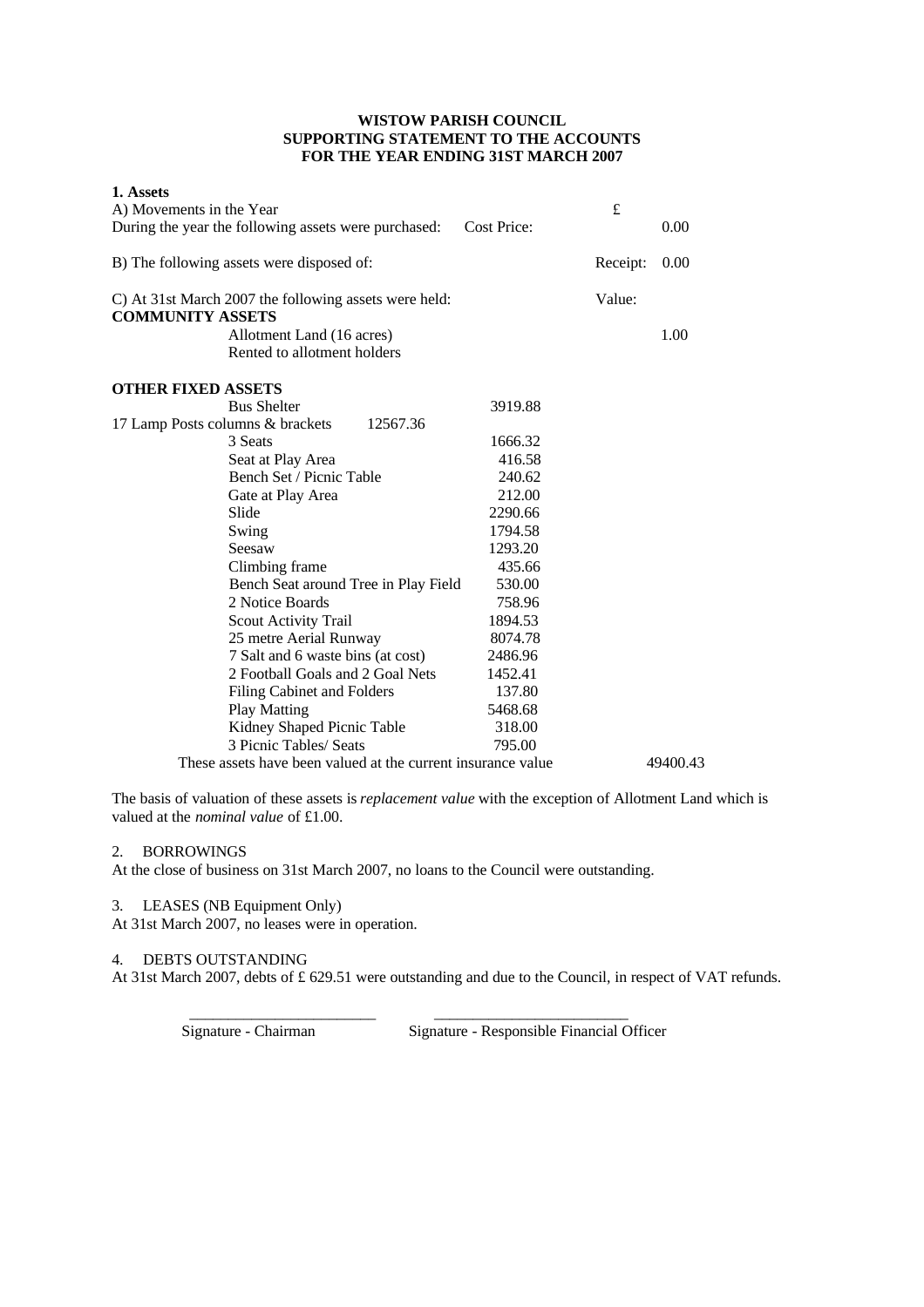**WISTOW PARISH COUNCIL**
**SUPPORTING STATEMENT TO THE ACCOUNTS**
**FOR THE YEAR ENDING 31ST MARCH 2007**

**1. Assets**

| | | | |
|---|---|---|---|
| A) Movements in the Year | | £ | |
| During the year the following assets were purchased: | Cost Price: | | 0.00 |
| B) The following assets were disposed of: | | Receipt: | 0.00 |
| C) At 31st March 2007 the following assets were held: | | Value: | |
| **COMMUNITY ASSETS** | | | |
| Allotment Land (16 acres) Rented to allotment holders | | | 1.00 |
| **OTHER FIXED ASSETS** | | | |
| Bus Shelter | 3919.88 | | |
| 17 Lamp Posts columns & brackets | 12567.36 | | |
| 3 Seats | 1666.32 | | |
| Seat at Play Area | 416.58 | | |
| Bench Set / Picnic Table | 240.62 | | |
| Gate at Play Area | 212.00 | | |
| Slide | 2290.66 | | |
| Swing | 1794.58 | | |
| Seesaw | 1293.20 | | |
| Climbing frame | 435.66 | | |
| Bench Seat around Tree in Play Field | 530.00 | | |
| 2 Notice Boards | 758.96 | | |
| Scout Activity Trail | 1894.53 | | |
| 25 metre Aerial Runway | 8074.78 | | |
| 7 Salt and 6 waste bins (at cost) | 2486.96 | | |
| 2 Football Goals and 2 Goal Nets | 1452.41 | | |
| Filing Cabinet and Folders | 137.80 | | |
| Play Matting | 5468.68 | | |
| Kidney Shaped Picnic Table | 318.00 | | |
| 3 Picnic Tables/ Seats | 795.00 | | |
| These assets have been valued at the current insurance value | | | 49400.43 |

The basis of valuation of these assets is *replacement value* with the exception of Allotment Land which is valued at the *nominal value* of £1.00.

2. BORROWINGS

At the close of business on 31st March 2007, no loans to the Council were outstanding.

3. LEASES (NB Equipment Only)

At 31st March 2007, no leases were in operation.

4. DEBTS OUTSTANDING

At 31st March 2007, debts of £ 629.51 were outstanding and due to the Council, in respect of VAT refunds.

________________________ ________________________

Signature - Chairman Signature - Responsible Financial Officer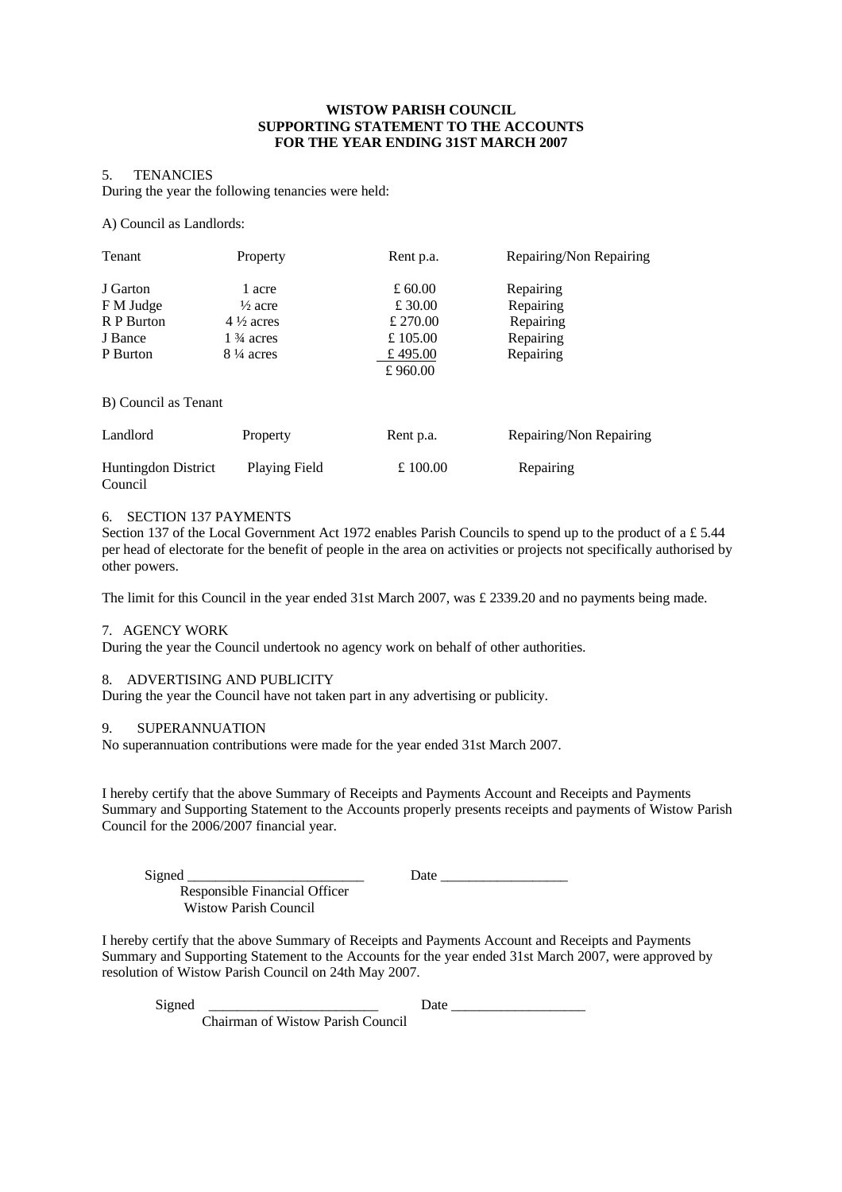**WISTOW PARISH COUNCIL**
**SUPPORTING STATEMENT TO THE ACCOUNTS**
**FOR THE YEAR ENDING 31ST MARCH 2007**

5. TENANCIES

During the year the following tenancies were held:

A) Council as Landlords:

| Tenant | Property | Rent p.a. | Repairing/Non Repairing |
|---|---|---|---|
| J Garton | 1 acre | £ 60.00 | Repairing |
| F M Judge | ½ acre | £ 30.00 | Repairing |
| R P Burton | 4 ½ acres | £ 270.00 | Repairing |
| J Bance | 1 ¾ acres | £ 105.00 | Repairing |
| P Burton | 8 ¼ acres | £ 495.00 | Repairing |
| | | £ 960.00 | |

B) Council as Tenant

| Landlord | Property | Rent p.a. | Repairing/Non Repairing |
|---|---|---|---|
| Huntingdon District Council | Playing Field | £ 100.00 | Repairing |

6. SECTION 137 PAYMENTS

Section 137 of the Local Government Act 1972 enables Parish Councils to spend up to the product of a £ 5.44 per head of electorate for the benefit of people in the area on activities or projects not specifically authorised by other powers.

The limit for this Council in the year ended 31st March 2007, was £ 2339.20 and no payments being made.

7. AGENCY WORK

During the year the Council undertook no agency work on behalf of other authorities.

8. ADVERTISING AND PUBLICITY

During the year the Council have not taken part in any advertising or publicity.

9. SUPERANNUATION

No superannuation contributions were made for the year ended 31st March 2007.

I hereby certify that the above Summary of Receipts and Payments Account and Receipts and Payments Summary and Supporting Statement to the Accounts properly presents receipts and payments of Wistow Parish Council for the 2006/2007 financial year.

Signed _________________________ Date __________________

Responsible Financial Officer
Wistow Parish Council

I hereby certify that the above Summary of Receipts and Payments Account and Receipts and Payments Summary and Supporting Statement to the Accounts for the year ended 31st March 2007, were approved by resolution of Wistow Parish Council on 24th May 2007.

Signed _________________________ Date ___________________

Chairman of Wistow Parish Council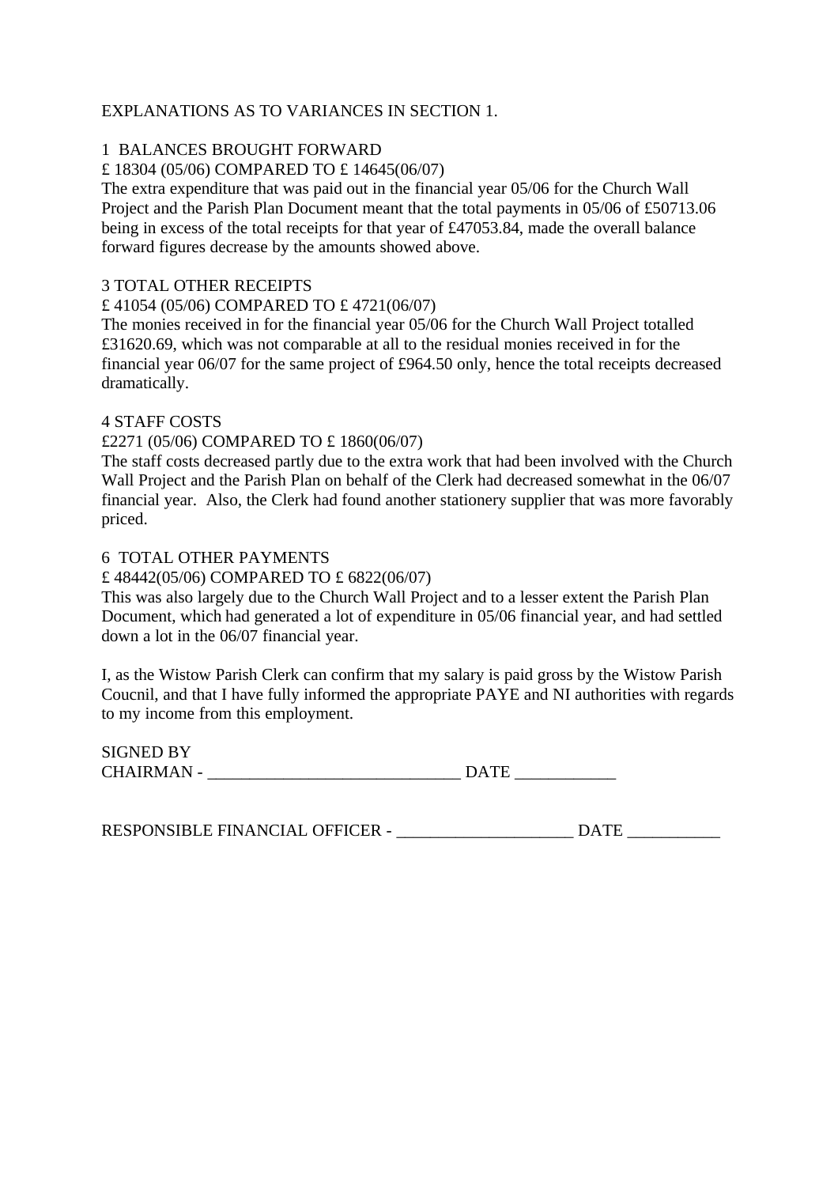EXPLANATIONS AS TO VARIANCES IN SECTION 1.

1 BALANCES BROUGHT FORWARD
£ 18304 (05/06) COMPARED TO £ 14645(06/07)
The extra expenditure that was paid out in the financial year 05/06 for the Church Wall Project and the Parish Plan Document meant that the total payments in 05/06 of £50713.06 being in excess of the total receipts for that year of £47053.84, made the overall balance forward figures decrease by the amounts showed above.

3 TOTAL OTHER RECEIPTS
£ 41054 (05/06) COMPARED TO £ 4721(06/07)
The monies received in for the financial year 05/06 for the Church Wall Project totalled £31620.69, which was not comparable at all to the residual monies received in for the financial year 06/07 for the same project of £964.50 only, hence the total receipts decreased dramatically.

4 STAFF COSTS
£2271 (05/06) COMPARED TO £ 1860(06/07)
The staff costs decreased partly due to the extra work that had been involved with the Church Wall Project and the Parish Plan on behalf of the Clerk had decreased somewhat in the 06/07 financial year. Also, the Clerk had found another stationery supplier that was more favorably priced.

6 TOTAL OTHER PAYMENTS
£ 48442(05/06) COMPARED TO £ 6822(06/07)
This was also largely due to the Church Wall Project and to a lesser extent the Parish Plan Document, which had generated a lot of expenditure in 05/06 financial year, and had settled down a lot in the 06/07 financial year.

I, as the Wistow Parish Clerk can confirm that my salary is paid gross by the Wistow Parish Coucnil, and that I have fully informed the appropriate PAYE and NI authorities with regards to my income from this employment.

SIGNED BY
CHAIRMAN - _____________________________ DATE ____________

RESPONSIBLE FINANCIAL OFFICER - _____________________ DATE ___________